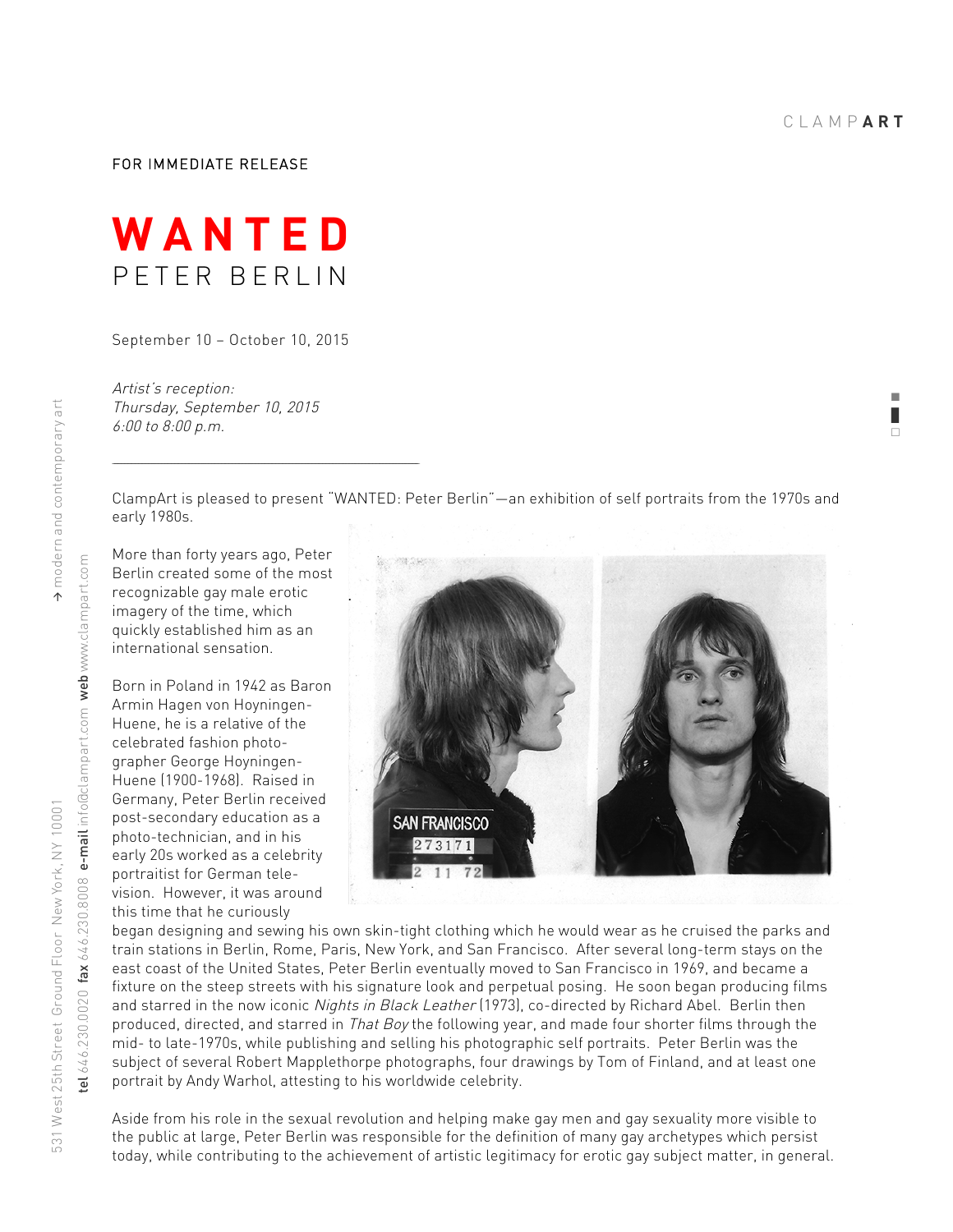CLAMPART

FOR IMMEDIATE RELEASE

# WANTED
## PETER BERLIN

September 10 – October 10, 2015

*Artist's reception:*
*Thursday, September 10, 2015*
*6:00 to 8:00 p.m.*

---

ClampArt is pleased to present "WANTED: Peter Berlin"—an exhibition of self portraits from the 1970s and early 1980s.

More than forty years ago, Peter Berlin created some of the most recognizable gay male erotic imagery of the time, which quickly established him as an international sensation.

Born in Poland in 1942 as Baron Armin Hagen von Hoyningen-Huene, he is a relative of the celebrated fashion photographer George Hoyningen-Huene (1900-1968). Raised in Germany, Peter Berlin received post-secondary education as a photo-technician, and in his early 20s worked as a celebrity portraitist for German television. However, it was around this time that he curiously began designing and sewing his own skin-tight clothing which he would wear as he cruised the parks and train stations in Berlin, Rome, Paris, New York, and San Francisco. After several long-term stays on the east coast of the United States, Peter Berlin eventually moved to San Francisco in 1969, and became a fixture on the steep streets with his signature look and perpetual posing. He soon began producing films and starred in the now iconic *Nights in Black Leather* (1973), co-directed by Richard Abel. Berlin then produced, directed, and starred in *That Boy* the following year, and made four shorter films through the mid- to late-1970s, while publishing and selling his photographic self portraits. Peter Berlin was the subject of several Robert Mapplethorpe photographs, four drawings by Tom of Finland, and at least one portrait by Andy Warhol, attesting to his worldwide celebrity.

Aside from his role in the sexual revolution and helping make gay men and gay sexuality more visible to the public at large, Peter Berlin was responsible for the definition of many gay archetypes which persist today, while contributing to the achievement of artistic legitimacy for erotic gay subject matter, in general.

531 West 25th Street Ground Floor New York, NY 10001 → modern and contemporary art

tel 646.230.0020 fax 646.230.8008 e-mail info@clampart.com web www.clampart.com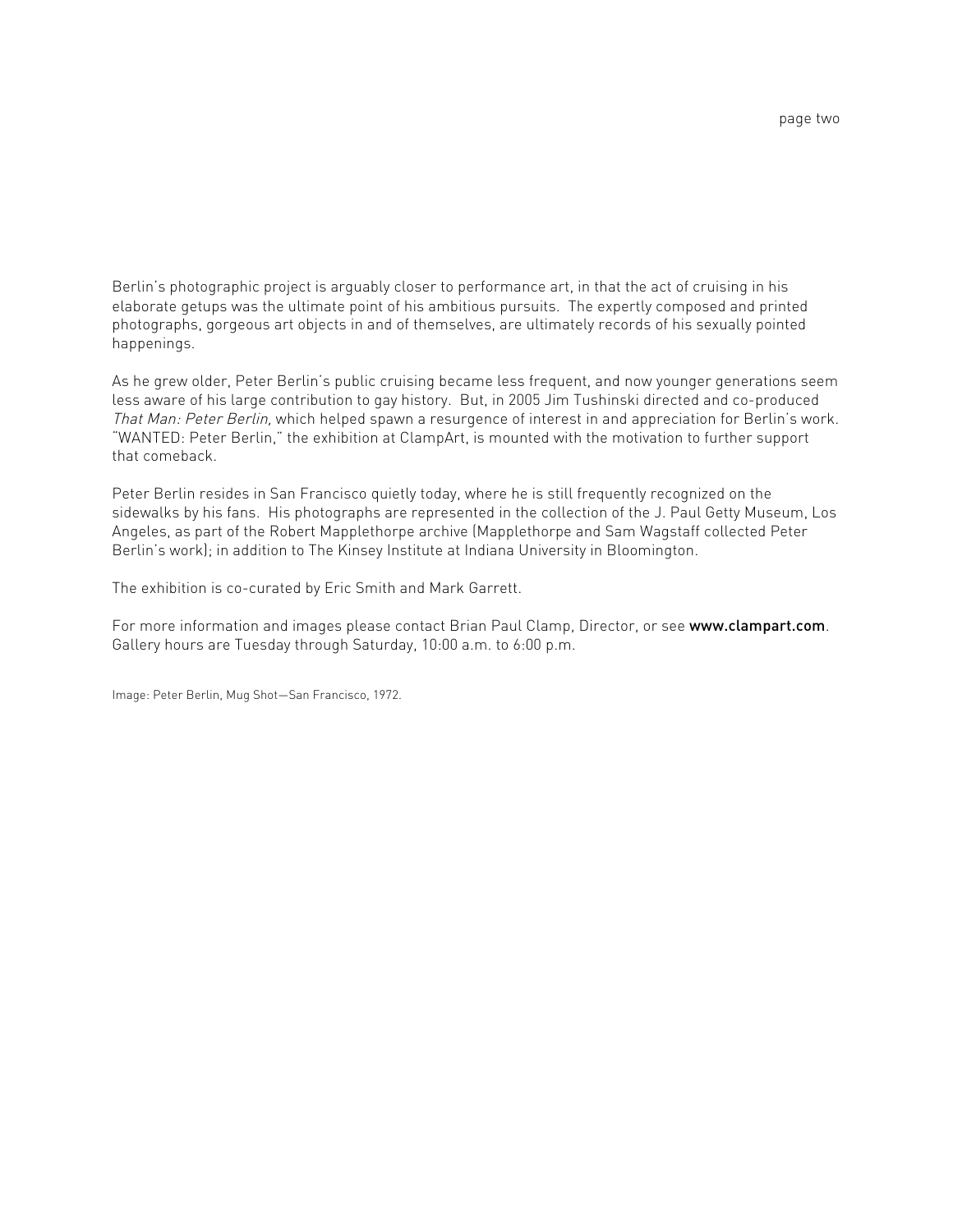Berlin's photographic project is arguably closer to performance art, in that the act of cruising in his elaborate getups was the ultimate point of his ambitious pursuits. The expertly composed and printed photographs, gorgeous art objects in and of themselves, are ultimately records of his sexually pointed happenings.

As he grew older, Peter Berlin's public cruising became less frequent, and now younger generations seem less aware of his large contribution to gay history. But, in 2005 Jim Tushinski directed and co-produced *That Man: Peter Berlin,* which helped spawn a resurgence of interest in and appreciation for Berlin's work. "WANTED: Peter Berlin," the exhibition at ClampArt, is mounted with the motivation to further support that comeback.

Peter Berlin resides in San Francisco quietly today, where he is still frequently recognized on the sidewalks by his fans. His photographs are represented in the collection of the J. Paul Getty Museum, Los Angeles, as part of the Robert Mapplethorpe archive (Mapplethorpe and Sam Wagstaff collected Peter Berlin's work); in addition to The Kinsey Institute at Indiana University in Bloomington.

The exhibition is co-curated by Eric Smith and Mark Garrett.

For more information and images please contact Brian Paul Clamp, Director, or see **www.clampart.com**. Gallery hours are Tuesday through Saturday, 10:00 a.m. to 6:00 p.m.

Image: Peter Berlin, Mug Shot—San Francisco, 1972.